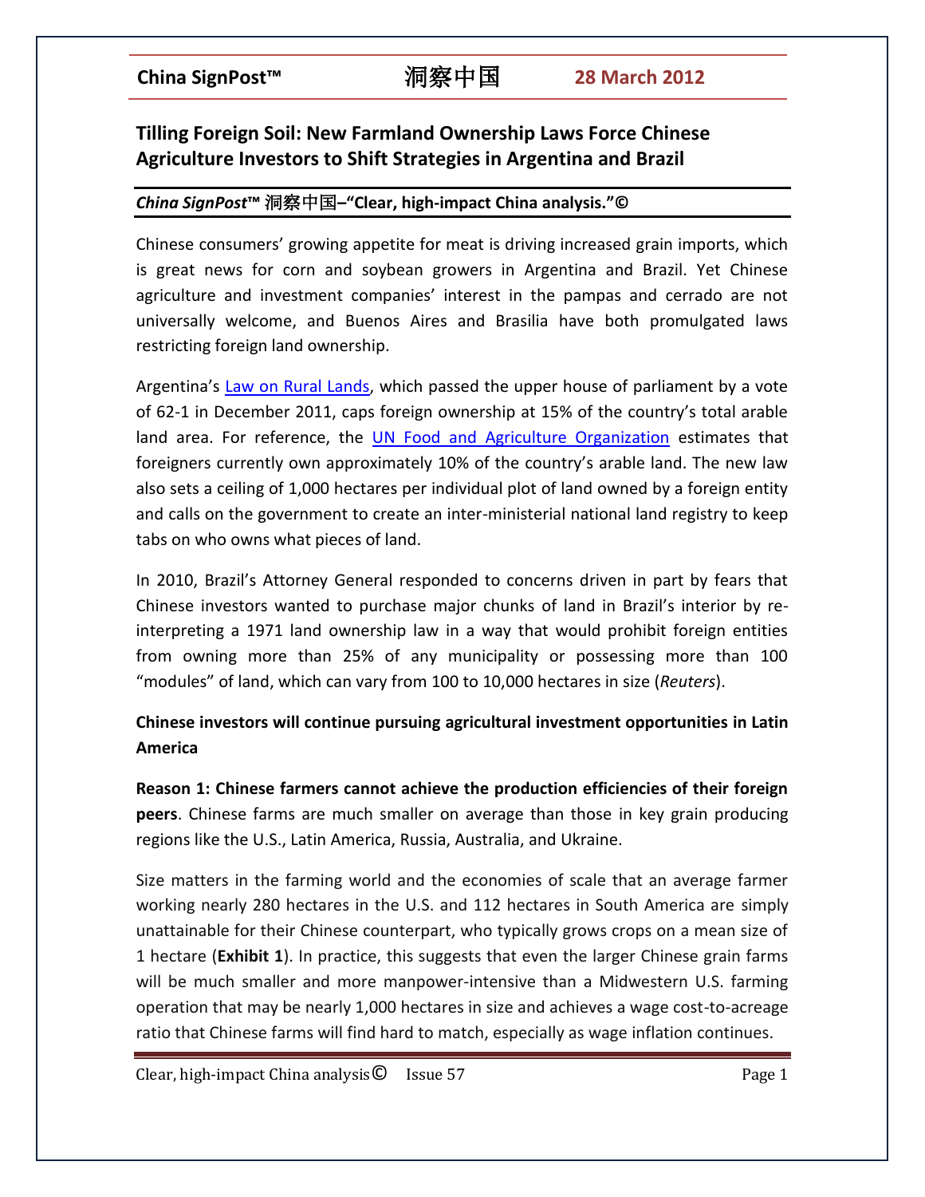# Tilling Foreign Soil: New Farmland Ownership Laws Force Chinese Agriculture Investors to Shift Strategies in Argentina and Brazil

*China SignPost*™ 洞察中国–"Clear, high-impact China analysis."©

Chinese consumers' growing appetite for meat is driving increased grain imports, which is great news for corn and soybean growers in Argentina and Brazil. Yet Chinese agriculture and investment companies' interest in the pampas and cerrado are not universally welcome, and Buenos Aires and Brasilia have both promulgated laws restricting foreign land ownership.

Argentina's Law on Rural Lands, which passed the upper house of parliament by a vote of 62-1 in December 2011, caps foreign ownership at 15% of the country's total arable land area. For reference, the UN Food and Agriculture Organization estimates that foreigners currently own approximately 10% of the country's arable land. The new law also sets a ceiling of 1,000 hectares per individual plot of land owned by a foreign entity and calls on the government to create an inter-ministerial national land registry to keep tabs on who owns what pieces of land.

In 2010, Brazil's Attorney General responded to concerns driven in part by fears that Chinese investors wanted to purchase major chunks of land in Brazil's interior by re-interpreting a 1971 land ownership law in a way that would prohibit foreign entities from owning more than 25% of any municipality or possessing more than 100 "modules" of land, which can vary from 100 to 10,000 hectares in size (*Reuters*).

**Chinese investors will continue pursuing agricultural investment opportunities in Latin America**

**Reason 1: Chinese farmers cannot achieve the production efficiencies of their foreign peers**. Chinese farms are much smaller on average than those in key grain producing regions like the U.S., Latin America, Russia, Australia, and Ukraine.

Size matters in the farming world and the economies of scale that an average farmer working nearly 280 hectares in the U.S. and 112 hectares in South America are simply unattainable for their Chinese counterpart, who typically grows crops on a mean size of 1 hectare (**Exhibit 1**). In practice, this suggests that even the larger Chinese grain farms will be much smaller and more manpower-intensive than a Midwestern U.S. farming operation that may be nearly 1,000 hectares in size and achieves a wage cost-to-acreage ratio that Chinese farms will find hard to match, especially as wage inflation continues.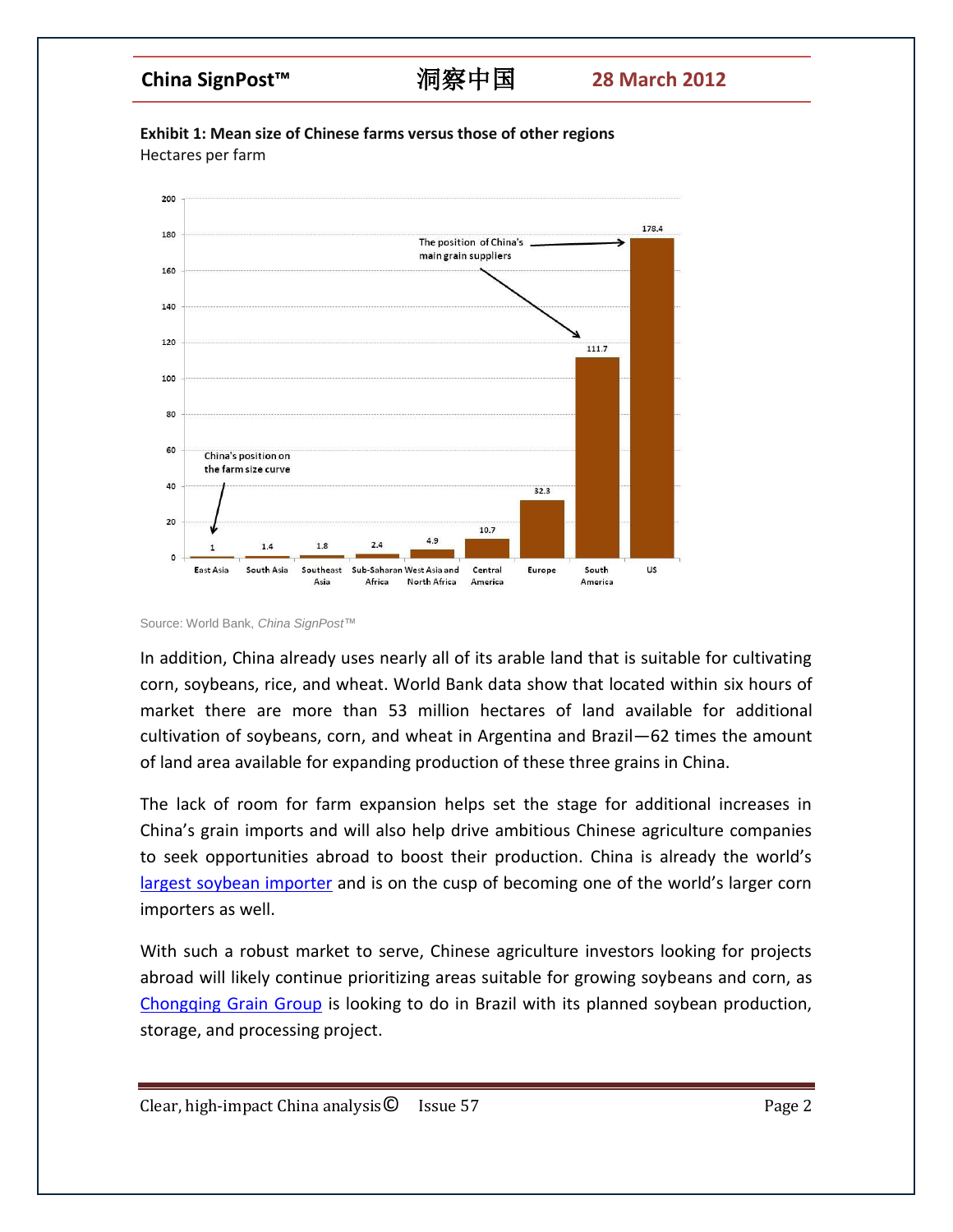**Exhibit 1: Mean size of Chinese farms versus those of other regions**

Hectares per farm

| Region | Hectares per farm |
|---|---|
| East Asia | 1 |
| South Asia | 1.4 |
| Southeast Asia | 1.8 |
| Sub-Saharan Africa | 2.4 |
| West Asia and North Africa | 4.9 |
| Central America | 10.7 |
| Europe | 32.3 |
| South America | 111.7 |
| US | 178.4 |

China's position on the farm size curve: East Asia. The position of China's main grain suppliers: South America and US.

Source: World Bank, *China SignPost™*

In addition, China already uses nearly all of its arable land that is suitable for cultivating corn, soybeans, rice, and wheat. World Bank data show that located within six hours of market there are more than 53 million hectares of land available for additional cultivation of soybeans, corn, and wheat in Argentina and Brazil—62 times the amount of land area available for expanding production of these three grains in China.

The lack of room for farm expansion helps set the stage for additional increases in China's grain imports and will also help drive ambitious Chinese agriculture companies to seek opportunities abroad to boost their production. China is already the world's largest soybean importer and is on the cusp of becoming one of the world's larger corn importers as well.

With such a robust market to serve, Chinese agriculture investors looking for projects abroad will likely continue prioritizing areas suitable for growing soybeans and corn, as Chongqing Grain Group is looking to do in Brazil with its planned soybean production, storage, and processing project.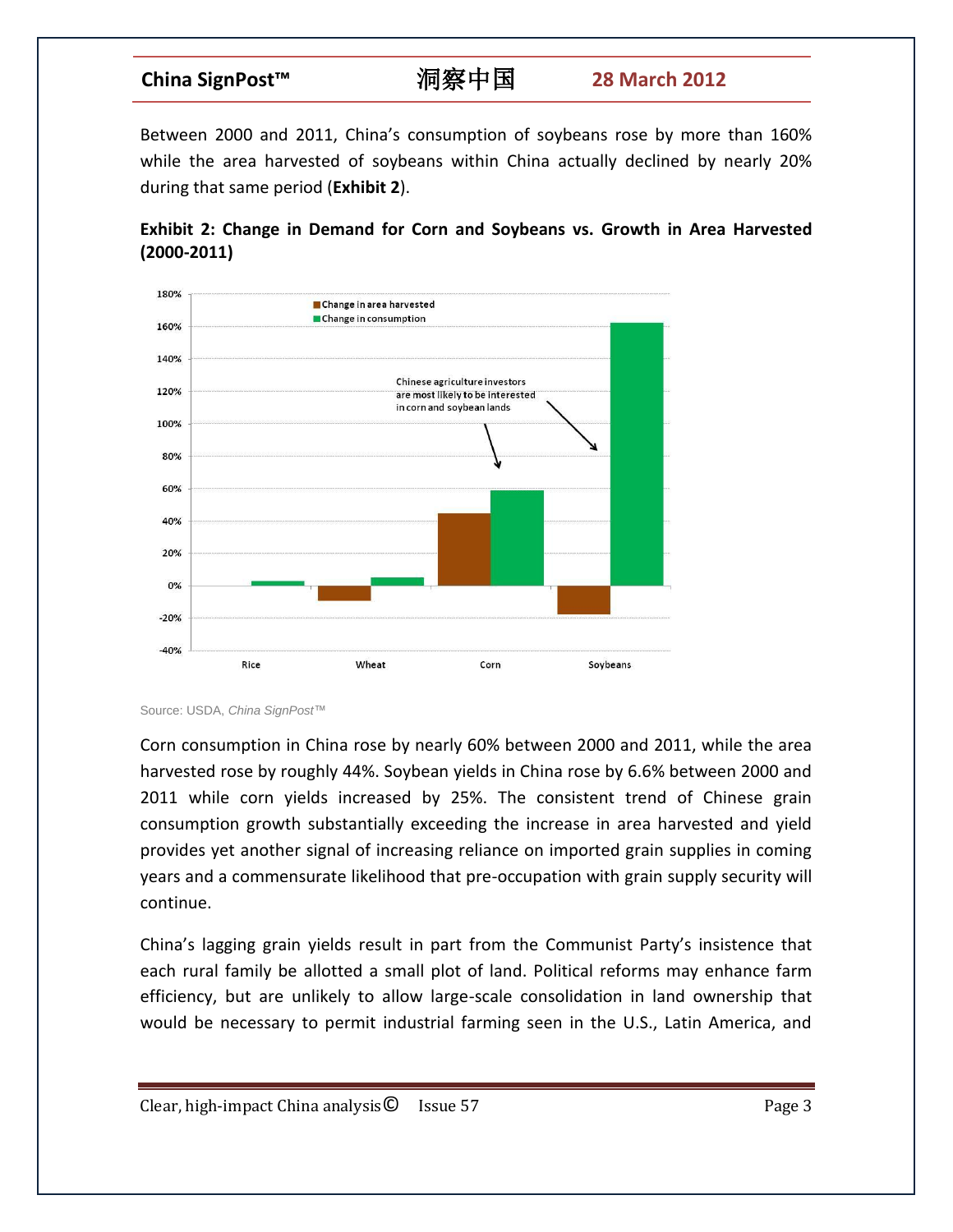Between 2000 and 2011, China's consumption of soybeans rose by more than 160% while the area harvested of soybeans within China actually declined by nearly 20% during that same period (**Exhibit 2**).

**Exhibit 2: Change in Demand for Corn and Soybeans vs. Growth in Area Harvested (2000-2011)**

Source: USDA, *China SignPost™*

Corn consumption in China rose by nearly 60% between 2000 and 2011, while the area harvested rose by roughly 44%. Soybean yields in China rose by 6.6% between 2000 and 2011 while corn yields increased by 25%. The consistent trend of Chinese grain consumption growth substantially exceeding the increase in area harvested and yield provides yet another signal of increasing reliance on imported grain supplies in coming years and a commensurate likelihood that pre-occupation with grain supply security will continue.

China's lagging grain yields result in part from the Communist Party's insistence that each rural family be allotted a small plot of land. Political reforms may enhance farm efficiency, but are unlikely to allow large-scale consolidation in land ownership that would be necessary to permit industrial farming seen in the U.S., Latin America, and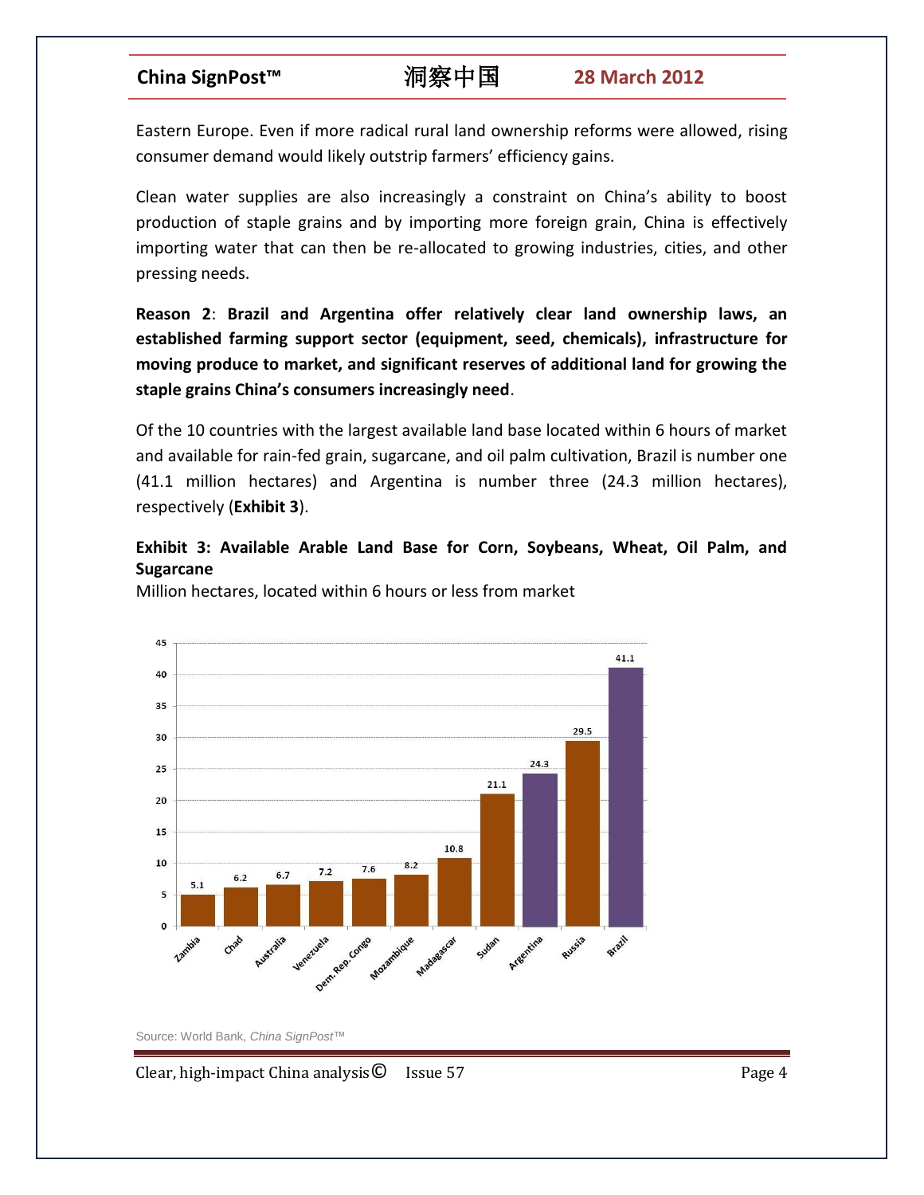Eastern Europe. Even if more radical rural land ownership reforms were allowed, rising consumer demand would likely outstrip farmers' efficiency gains.

Clean water supplies are also increasingly a constraint on China's ability to boost production of staple grains and by importing more foreign grain, China is effectively importing water that can then be re-allocated to growing industries, cities, and other pressing needs.

**Reason 2**: **Brazil and Argentina offer relatively clear land ownership laws, an established farming support sector (equipment, seed, chemicals), infrastructure for moving produce to market, and significant reserves of additional land for growing the staple grains China's consumers increasingly need**.

Of the 10 countries with the largest available land base located within 6 hours of market and available for rain-fed grain, sugarcane, and oil palm cultivation, Brazil is number one (41.1 million hectares) and Argentina is number three (24.3 million hectares), respectively (**Exhibit 3**).

**Exhibit 3: Available Arable Land Base for Corn, Soybeans, Wheat, Oil Palm, and Sugarcane**

Million hectares, located within 6 hours or less from market

| Country | Million hectares |
|---|---|
| Zambia | 5.1 |
| Chad | 6.2 |
| Australia | 6.7 |
| Venezuela | 7.2 |
| Dem. Rep. Congo | 7.6 |
| Mozambique | 8.2 |
| Madagascar | 10.8 |
| Sudan | 21.1 |
| Argentina | 24.3 |
| Russia | 29.5 |
| Brazil | 41.1 |

Source: World Bank, *China SignPost™*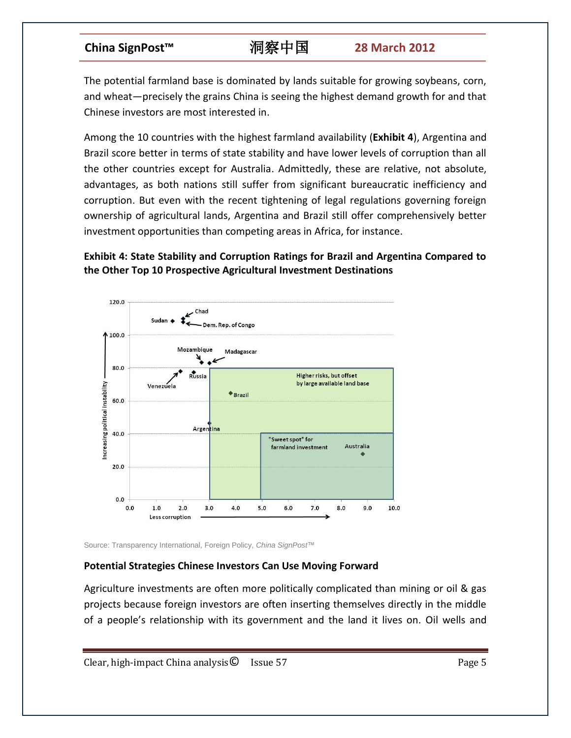The potential farmland base is dominated by lands suitable for growing soybeans, corn, and wheat—precisely the grains China is seeing the highest demand growth for and that Chinese investors are most interested in.

Among the 10 countries with the highest farmland availability (**Exhibit 4**), Argentina and Brazil score better in terms of state stability and have lower levels of corruption than all the other countries except for Australia. Admittedly, these are relative, not absolute, advantages, as both nations still suffer from significant bureaucratic inefficiency and corruption. But even with the recent tightening of legal regulations governing foreign ownership of agricultural lands, Argentina and Brazil still offer comprehensively better investment opportunities than competing areas in Africa, for instance.

**Exhibit 4: State Stability and Corruption Ratings for Brazil and Argentina Compared to the Other Top 10 Prospective Agricultural Investment Destinations**

Source: Transparency International, Foreign Policy, *China SignPost™*

**Potential Strategies Chinese Investors Can Use Moving Forward**

Agriculture investments are often more politically complicated than mining or oil & gas projects because foreign investors are often inserting themselves directly in the middle of a people's relationship with its government and the land it lives on. Oil wells and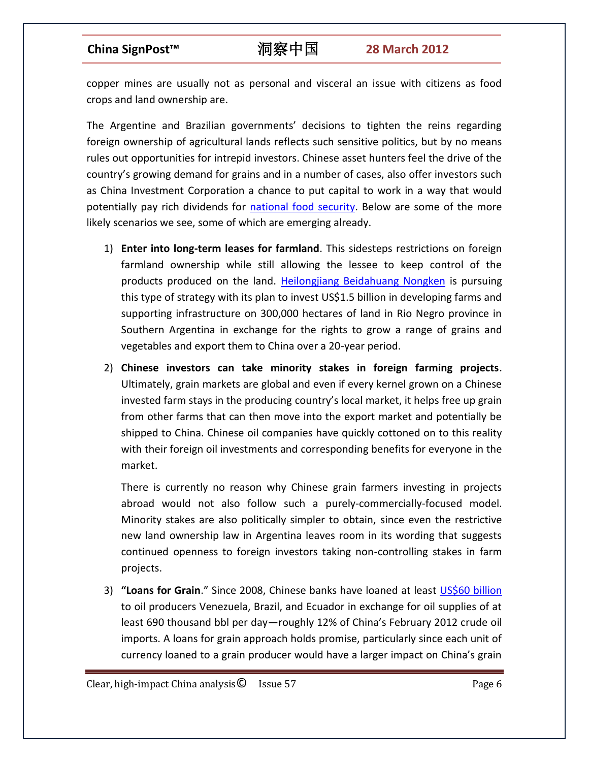copper mines are usually not as personal and visceral an issue with citizens as food crops and land ownership are.

The Argentine and Brazilian governments' decisions to tighten the reins regarding foreign ownership of agricultural lands reflects such sensitive politics, but by no means rules out opportunities for intrepid investors. Chinese asset hunters feel the drive of the country's growing demand for grains and in a number of cases, also offer investors such as China Investment Corporation a chance to put capital to work in a way that would potentially pay rich dividends for national food security. Below are some of the more likely scenarios we see, some of which are emerging already.

1) **Enter into long-term leases for farmland**. This sidesteps restrictions on foreign farmland ownership while still allowing the lessee to keep control of the products produced on the land. Heilongjiang Beidahuang Nongken is pursuing this type of strategy with its plan to invest US$1.5 billion in developing farms and supporting infrastructure on 300,000 hectares of land in Rio Negro province in Southern Argentina in exchange for the rights to grow a range of grains and vegetables and export them to China over a 20-year period.

2) **Chinese investors can take minority stakes in foreign farming projects**. Ultimately, grain markets are global and even if every kernel grown on a Chinese invested farm stays in the producing country's local market, it helps free up grain from other farms that can then move into the export market and potentially be shipped to China. Chinese oil companies have quickly cottoned on to this reality with their foreign oil investments and corresponding benefits for everyone in the market.

   There is currently no reason why Chinese grain farmers investing in projects abroad would not also follow such a purely-commercially-focused model. Minority stakes are also politically simpler to obtain, since even the restrictive new land ownership law in Argentina leaves room in its wording that suggests continued openness to foreign investors taking non-controlling stakes in farm projects.

3) **"Loans for Grain**." Since 2008, Chinese banks have loaned at least US$60 billion to oil producers Venezuela, Brazil, and Ecuador in exchange for oil supplies of at least 690 thousand bbl per day—roughly 12% of China's February 2012 crude oil imports. A loans for grain approach holds promise, particularly since each unit of currency loaned to a grain producer would have a larger impact on China's grain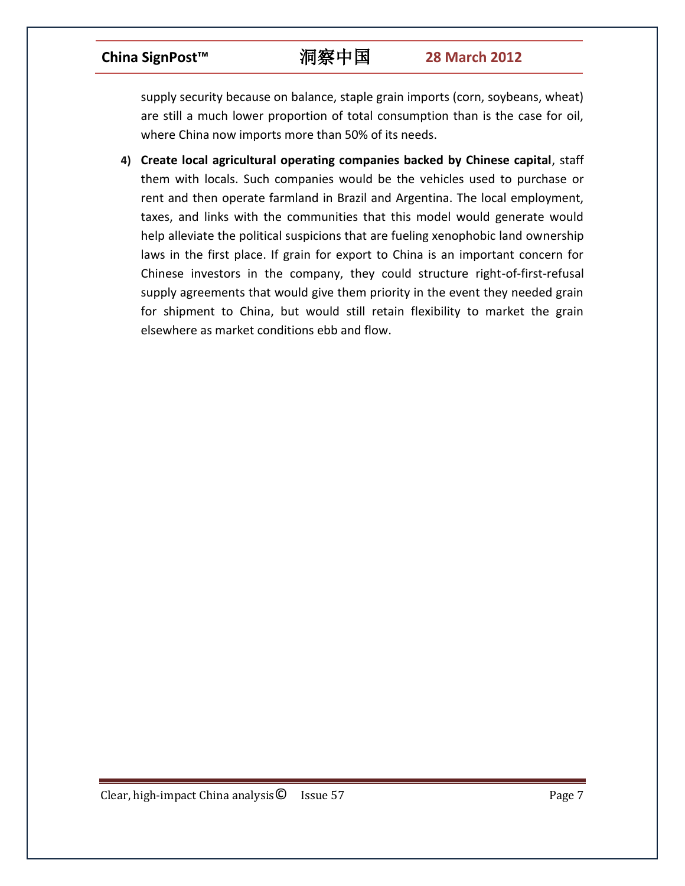supply security because on balance, staple grain imports (corn, soybeans, wheat) are still a much lower proportion of total consumption than is the case for oil, where China now imports more than 50% of its needs.

4) **Create local agricultural operating companies backed by Chinese capital**, staff them with locals. Such companies would be the vehicles used to purchase or rent and then operate farmland in Brazil and Argentina. The local employment, taxes, and links with the communities that this model would generate would help alleviate the political suspicions that are fueling xenophobic land ownership laws in the first place. If grain for export to China is an important concern for Chinese investors in the company, they could structure right-of-first-refusal supply agreements that would give them priority in the event they needed grain for shipment to China, but would still retain flexibility to market the grain elsewhere as market conditions ebb and flow.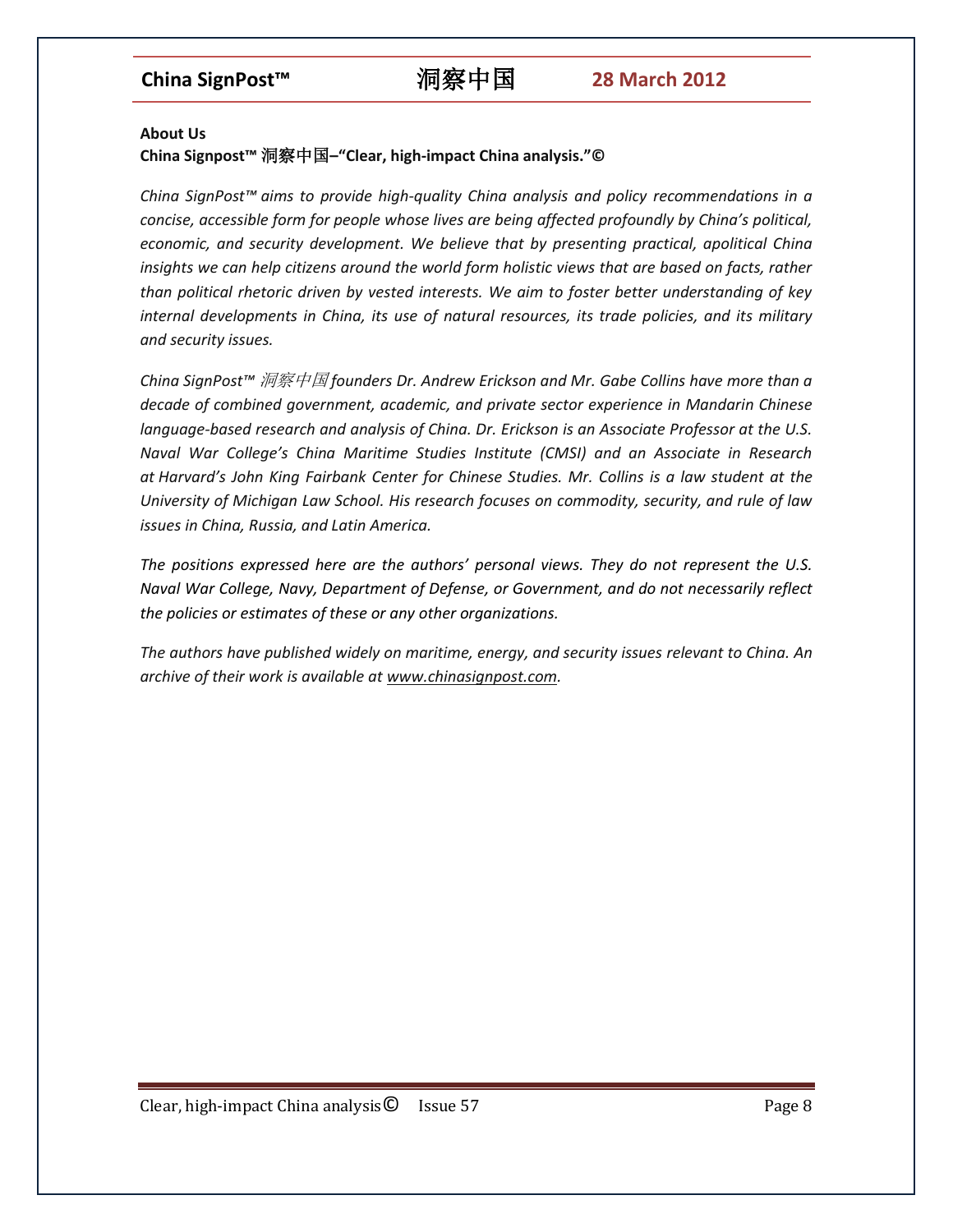**About Us**

**China Signpost™ 洞察中国–"Clear, high-impact China analysis."©**

*China SignPost™ aims to provide high-quality China analysis and policy recommendations in a concise, accessible form for people whose lives are being affected profoundly by China's political, economic, and security development. We believe that by presenting practical, apolitical China insights we can help citizens around the world form holistic views that are based on facts, rather than political rhetoric driven by vested interests. We aim to foster better understanding of key internal developments in China, its use of natural resources, its trade policies, and its military and security issues.*

*China SignPost™ 洞察中国 founders Dr. Andrew Erickson and Mr. Gabe Collins have more than a decade of combined government, academic, and private sector experience in Mandarin Chinese language-based research and analysis of China. Dr. Erickson is an Associate Professor at the U.S. Naval War College's China Maritime Studies Institute (CMSI) and an Associate in Research at Harvard's John King Fairbank Center for Chinese Studies. Mr. Collins is a law student at the University of Michigan Law School. His research focuses on commodity, security, and rule of law issues in China, Russia, and Latin America.*

*The positions expressed here are the authors' personal views. They do not represent the U.S. Naval War College, Navy, Department of Defense, or Government, and do not necessarily reflect the policies or estimates of these or any other organizations.*

*The authors have published widely on maritime, energy, and security issues relevant to China. An archive of their work is available at [www.chinasignpost.com](http://www.chinasignpost.com).*